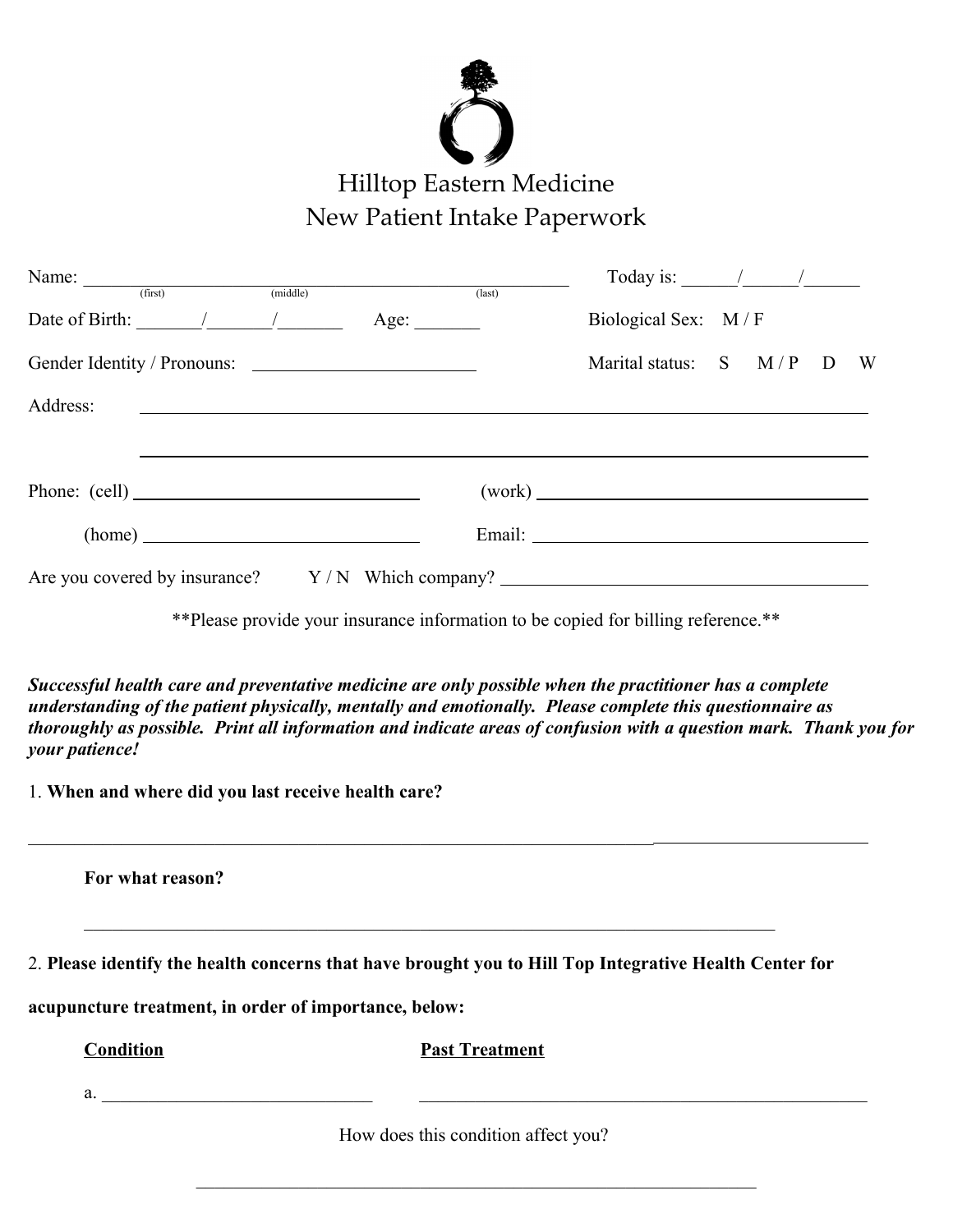# Hilltop Eastern Medicine
## New Patient Intake Paperwork

Name: ______________________________________________ Today is: ______/______/______
(first) (middle) (last)

Date of Birth: _______/_______/_______ Age: _______ Biological Sex: M / F

Gender Identity / Pronouns: ________________________ Marital status: S M / P D W

Address: ____________________________________________________________

____________________________________________________________

Phone: (cell) ______________________________ (work) ______________________________

(home) ______________________________ Email: ______________________________

Are you covered by insurance? Y / N Which company? ______________________________

**Please provide your insurance information to be copied for billing reference.**

***Successful health care and preventative medicine are only possible when the practitioner has a complete understanding of the patient physically, mentally and emotionally. Please complete this questionnaire as thoroughly as possible. Print all information and indicate areas of confusion with a question mark. Thank you for your patience!***

1. **When and where did you last receive health care?**

____________________________________________________________

**For what reason?**

____________________________________________________________

2. **Please identify the health concerns that have brought you to Hill Top Integrative Health Center for acupuncture treatment, in order of importance, below:**

**Condition** **Past Treatment**

a. ______________________________ ______________________________

How does this condition affect you?

____________________________________________________________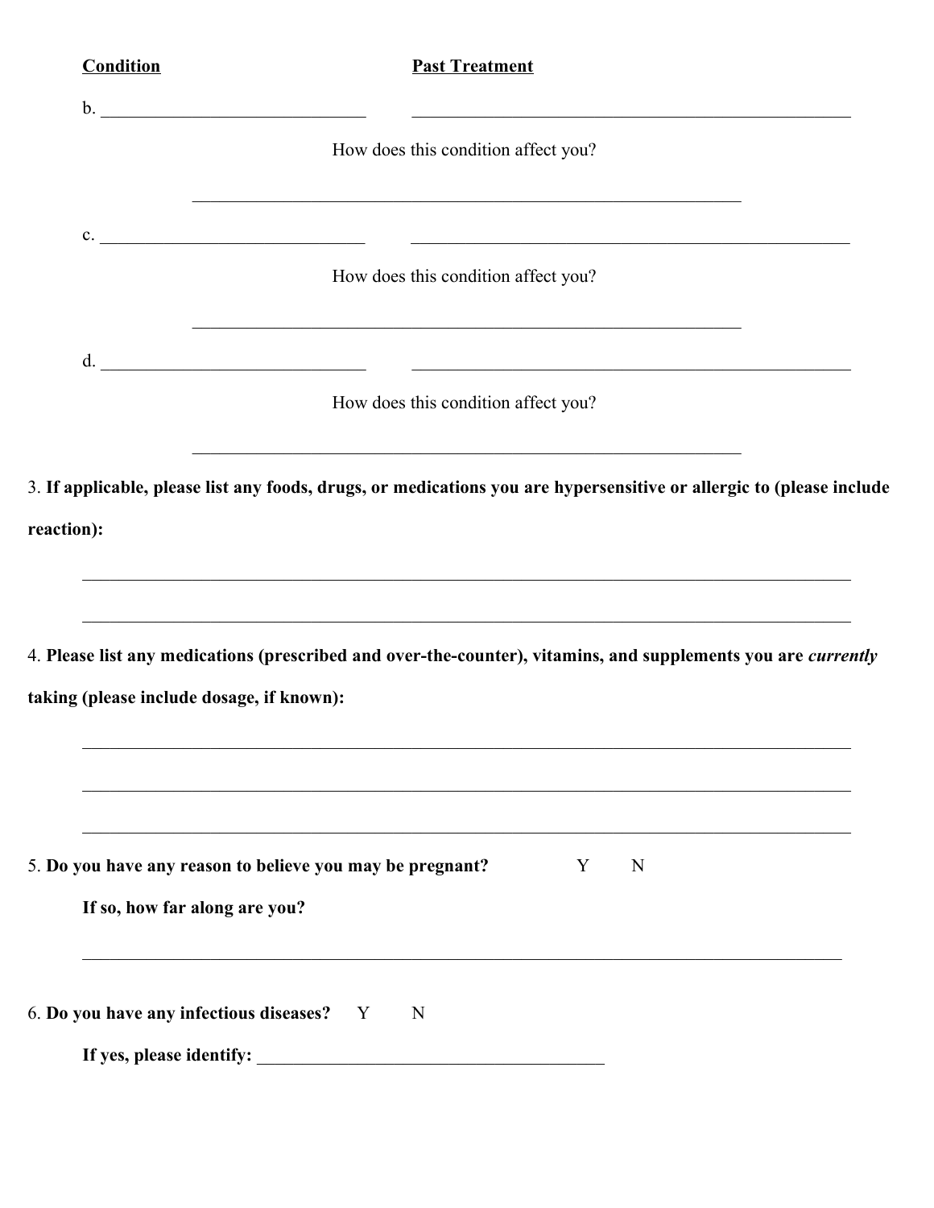| **Condition** | **Past Treatment** |
| --- | --- |
| b. ______________________________ | __________________________________________________ |

How does this condition affect you?

_______________________________________________________________

| | |
| --- | --- |
| c. ______________________________ | __________________________________________________ |

How does this condition affect you?

_______________________________________________________________

| | |
| --- | --- |
| d. ______________________________ | __________________________________________________ |

How does this condition affect you?

_______________________________________________________________

3. **If applicable, please list any foods, drugs, or medications you are hypersensitive or allergic to (please include reaction):**

_______________________________________________________________________________________

_______________________________________________________________________________________

4. **Please list any medications (prescribed and over-the-counter), vitamins, and supplements you are *currently* taking (please include dosage, if known):**

_______________________________________________________________________________________

_______________________________________________________________________________________

_______________________________________________________________________________________

5. **Do you have any reason to believe you may be pregnant?** Y N

**If so, how far along are you?**

_______________________________________________________________________________________

6. **Do you have any infectious diseases?** Y N

**If yes, please identify:** ______________________________________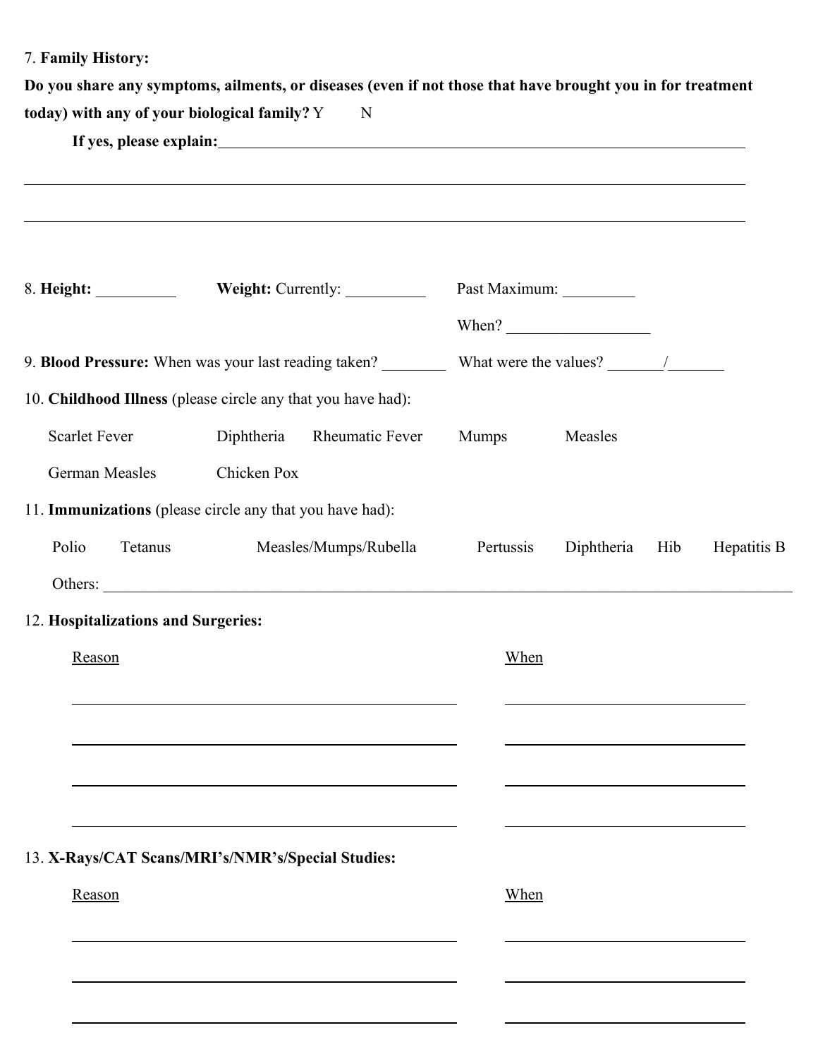7. **Family History:**

**Do you share any symptoms, ailments, or diseases (even if not those that have brought you in for treatment today) with any of your biological family?** Y N

**If yes, please explain:**______________________________________________________________________

_____________________________________________________________________________________________

_____________________________________________________________________________________________

8. **Height:** __________ **Weight:** Currently: __________ Past Maximum: _________

When? __________________

9. **Blood Pressure:** When was your last reading taken? ________ What were the values? _______/_______

10. **Childhood Illness** (please circle any that you have had):

Scarlet Fever Diphtheria Rheumatic Fever Mumps Measles

German Measles Chicken Pox

11. **Immunizations** (please circle any that you have had):

Polio Tetanus Measles/Mumps/Rubella Pertussis Diphtheria Hib Hepatitis B

Others: ____________________________________________________________________________________

12. **Hospitalizations and Surgeries:**

| Reason | When |
|---|---|
| | |
| | |
| | |
| | |

13. **X-Rays/CAT Scans/MRI's/NMR's/Special Studies:**

| Reason | When |
|---|---|
| | |
| | |
| | |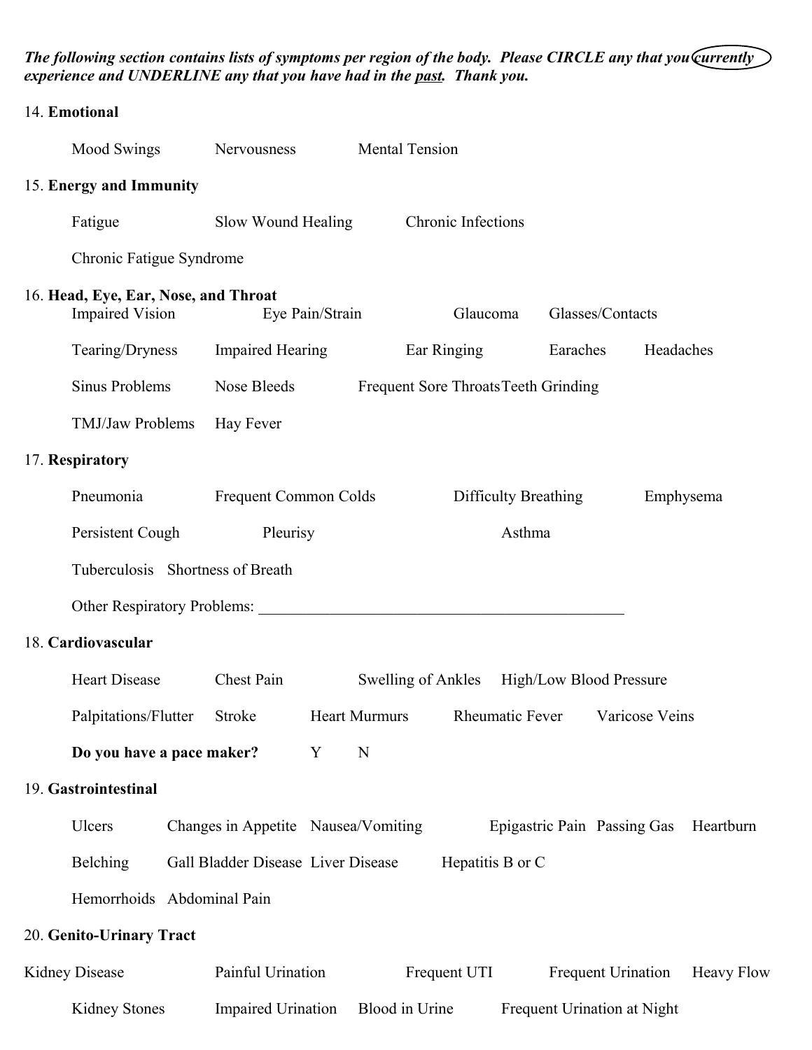***The following section contains lists of symptoms per region of the body. Please CIRCLE any that you currently experience and UNDERLINE any that you have had in the past. Thank you.***

14. **Emotional**

Mood Swings    Nervousness    Mental Tension

15. **Energy and Immunity**

Fatigue    Slow Wound Healing    Chronic Infections

Chronic Fatigue Syndrome

16. **Head, Eye, Ear, Nose, and Throat**

Impaired Vision    Eye Pain/Strain    Glaucoma    Glasses/Contacts

Tearing/Dryness    Impaired Hearing    Ear Ringing    Earaches    Headaches

Sinus Problems    Nose Bleeds    Frequent Sore Throats    Teeth Grinding

TMJ/Jaw Problems    Hay Fever

17. **Respiratory**

Pneumonia    Frequent Common Colds    Difficulty Breathing    Emphysema

Persistent Cough    Pleurisy    Asthma

Tuberculosis    Shortness of Breath

Other Respiratory Problems: ______________________________

18. **Cardiovascular**

Heart Disease    Chest Pain    Swelling of Ankles    High/Low Blood Pressure

Palpitations/Flutter    Stroke    Heart Murmurs    Rheumatic Fever    Varicose Veins

**Do you have a pace maker?**    Y    N

19. **Gastrointestinal**

Ulcers    Changes in Appetite    Nausea/Vomiting    Epigastric Pain    Passing Gas    Heartburn

Belching    Gall Bladder Disease    Liver Disease    Hepatitis B or C

Hemorrhoids    Abdominal Pain

20. **Genito-Urinary Tract**

Kidney Disease    Painful Urination    Frequent UTI    Frequent Urination    Heavy Flow

Kidney Stones    Impaired Urination    Blood in Urine    Frequent Urination at Night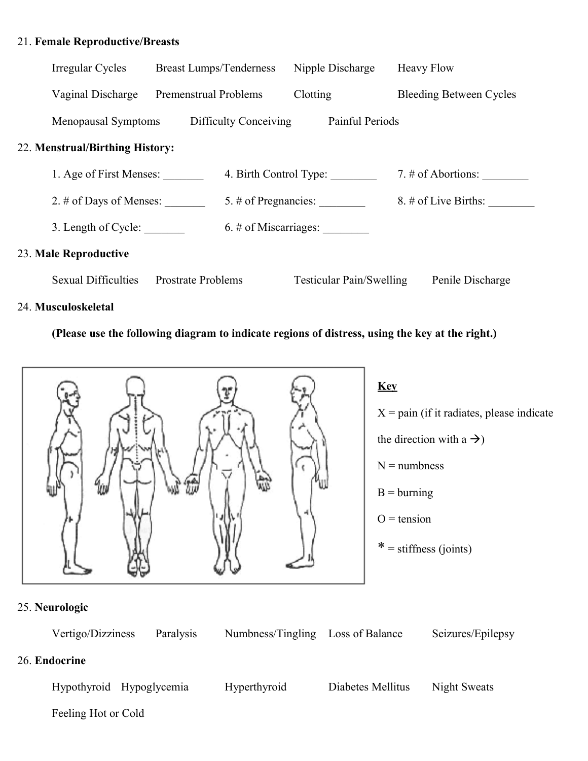21. **Female Reproductive/Breasts**

Irregular Cycles  Breast Lumps/Tenderness  Nipple Discharge  Heavy Flow

Vaginal Discharge  Premenstrual Problems  Clotting  Bleeding Between Cycles

Menopausal Symptoms  Difficulty Conceiving  Painful Periods

22. **Menstrual/Birthing History:**

1. Age of First Menses: _______
2. # of Days of Menses: _______
3. Length of Cycle: _______
4. Birth Control Type: ________
5. # of Pregnancies: ________
6. # of Miscarriages: ________
7. # of Abortions: ________
8. # of Live Births: ________

23. **Male Reproductive**

Sexual Difficulties  Prostrate Problems  Testicular Pain/Swelling  Penile Discharge

24. **Musculoskeletal**

**(Please use the following diagram to indicate regions of distress, using the key at the right.)**

**Key**

X = pain (if it radiates, please indicate the direction with a →)

N = numbness

B = burning

O = tension

* = stiffness (joints)

25. **Neurologic**

Vertigo/Dizziness  Paralysis  Numbness/Tingling  Loss of Balance  Seizures/Epilepsy

26. **Endocrine**

Hypothyroid  Hypoglycemia  Hyperthyroid  Diabetes Mellitus  Night Sweats

Feeling Hot or Cold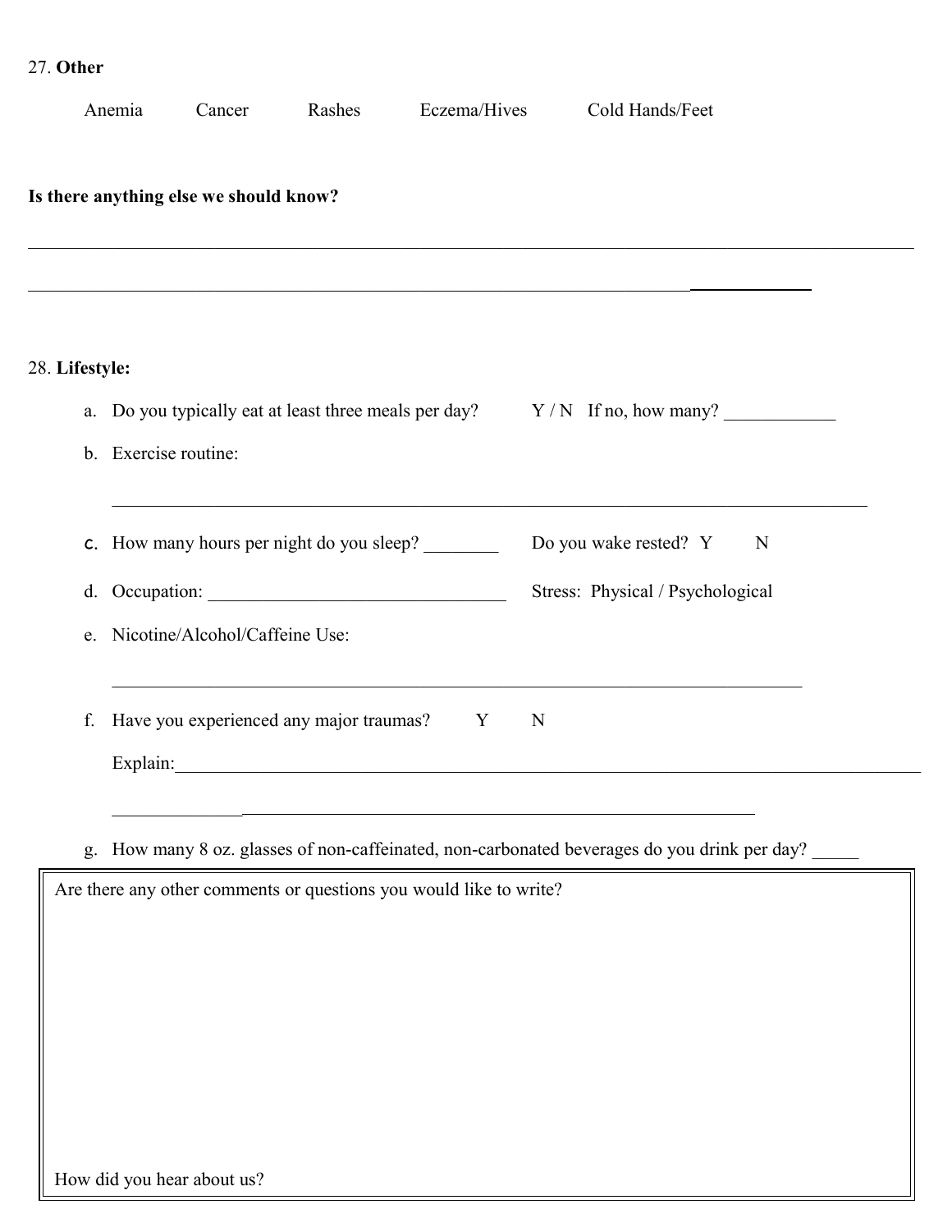27. **Other**

Anemia    Cancer    Rashes    Eczema/Hives    Cold Hands/Feet

**Is there anything else we should know?**

_______________________________________________________________________________________________

_______________________________________________________________________________________________

28. **Lifestyle:**

a. Do you typically eat at least three meals per day?    Y / N   If no, how many? ____________

b. Exercise routine:

   _______________________________________________________________________________________

c. How many hours per night do you sleep? ________    Do you wake rested?  Y    N

d. Occupation: _________________________________    Stress:  Physical / Psychological

e. Nicotine/Alcohol/Caffeine Use:

   _______________________________________________________________________________

f. Have you experienced any major traumas?    Y    N

   Explain:_________________________________________________________________________________

   ___________________________________________________________________________

g. How many 8 oz. glasses of non-caffeinated, non-carbonated beverages do you drink per day? _____

| |
|---|
| Are there any other comments or questions you would like to write?<br><br><br><br><br><br>How did you hear about us? |